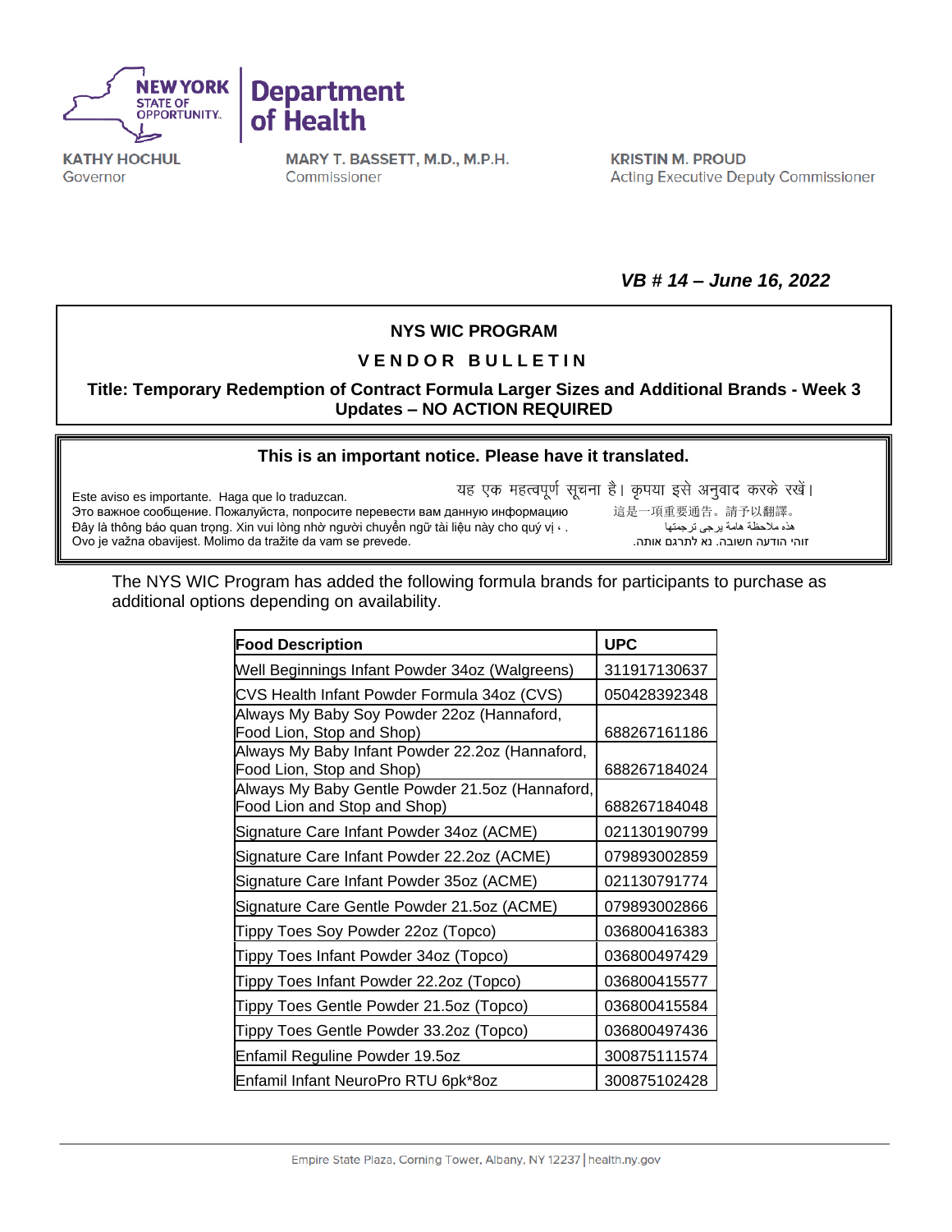KATHY HOCHUL
Governor

MARY T. BASSETT, M.D., M.P.H.
Commissioner

KRISTIN M. PROUD
Acting Executive Deputy Commissioner

***VB # 14 – June 16, 2022***

**NYS WIC PROGRAM**

**V E N D O R   B U L L E T I N**

**Title: Temporary Redemption of Contract Formula Larger Sizes and Additional Brands - Week 3 Updates – NO ACTION REQUIRED**

**This is an important notice. Please have it translated.**

Este aviso es importante. Haga que lo traduzcan.
Это важное сообщение. Пожалуйста, попросите перевести вам данную информацию
Đây là thông báo quan trọng. Xin vui lòng nhờ người chuyển ngữ tài liệu này cho quý vị . .
Ovo je važna obavijest. Molimo da tražite da vam se prevede.
यह एक महत्वपूर्ण सूचना है। कृपया इसे अनुवाद करके रखें।
這是一項重要通告。請予以翻譯。
هذه ملاحظة هامة يرجى ترجمتها
זוהי הודעה חשובה. נא לתרגם אותה.

The NYS WIC Program has added the following formula brands for participants to purchase as additional options depending on availability.

| Food Description | UPC |
|---|---|
| Well Beginnings Infant Powder 34oz (Walgreens) | 311917130637 |
| CVS Health Infant Powder Formula 34oz (CVS) | 050428392348 |
| Always My Baby Soy Powder 22oz (Hannaford, Food Lion, Stop and Shop) | 688267161186 |
| Always My Baby Infant Powder 22.2oz (Hannaford, Food Lion, Stop and Shop) | 688267184024 |
| Always My Baby Gentle Powder 21.5oz (Hannaford, Food Lion and Stop and Shop) | 688267184048 |
| Signature Care Infant Powder 34oz (ACME) | 021130190799 |
| Signature Care Infant Powder 22.2oz (ACME) | 079893002859 |
| Signature Care Infant Powder 35oz (ACME) | 021130791774 |
| Signature Care Gentle Powder 21.5oz (ACME) | 079893002866 |
| Tippy Toes Soy Powder 22oz (Topco) | 036800416383 |
| Tippy Toes Infant Powder 34oz (Topco) | 036800497429 |
| Tippy Toes Infant Powder 22.2oz (Topco) | 036800415577 |
| Tippy Toes Gentle Powder 21.5oz (Topco) | 036800415584 |
| Tippy Toes Gentle Powder 33.2oz (Topco) | 036800497436 |
| Enfamil Reguline Powder 19.5oz | 300875111574 |
| Enfamil Infant NeuroPro RTU 6pk*8oz | 300875102428 |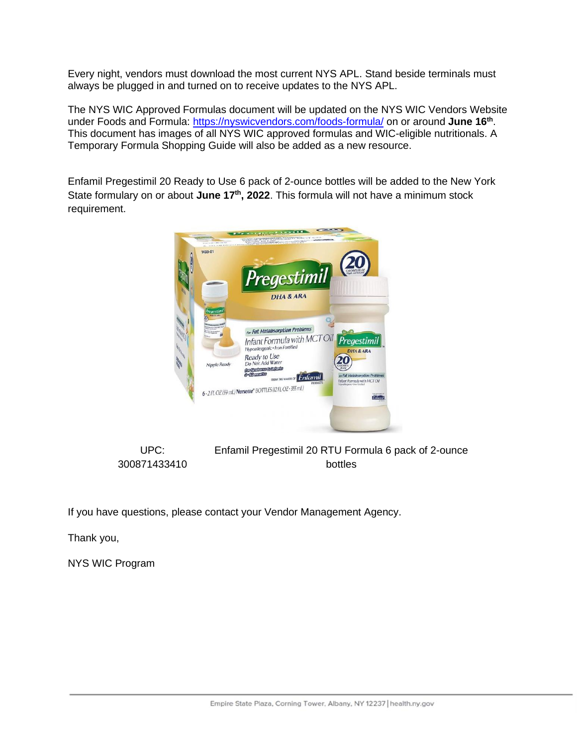Every night, vendors must download the most current NYS APL. Stand beside terminals must always be plugged in and turned on to receive updates to the NYS APL.

The NYS WIC Approved Formulas document will be updated on the NYS WIC Vendors Website under Foods and Formula: https://nyswicvendors.com/foods-formula/ on or around **June 16th**. This document has images of all NYS WIC approved formulas and WIC-eligible nutritionals. A Temporary Formula Shopping Guide will also be added as a new resource.

Enfamil Pregestimil 20 Ready to Use 6 pack of 2-ounce bottles will be added to the New York State formulary on or about **June 17th, 2022**. This formula will not have a minimum stock requirement.

| | |
|---|---|
| UPC: 300871433410 | Enfamil Pregestimil 20 RTU Formula 6 pack of 2-ounce bottles |

If you have questions, please contact your Vendor Management Agency.

Thank you,

NYS WIC Program